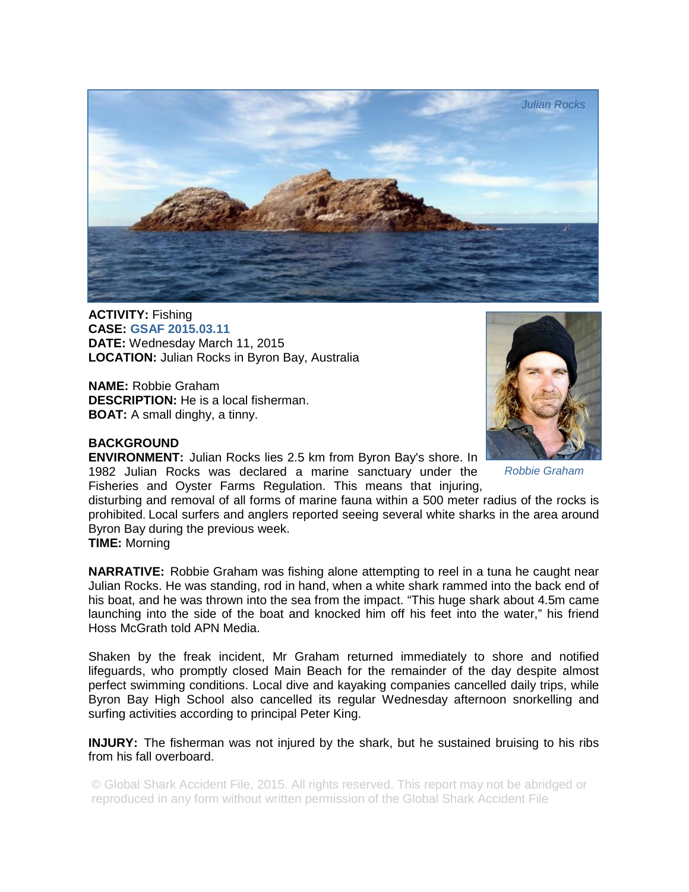Julian Rocks

**ACTIVITY:** Fishing
**CASE:** **GSAF 2015.03.11**
**DATE:** Wednesday March 11, 2015
**LOCATION:** Julian Rocks in Byron Bay, Australia

**NAME:** Robbie Graham
**DESCRIPTION:** He is a local fisherman.
**BOAT:** A small dinghy, a tinny.

*Robbie Graham*

**BACKGROUND**

**ENVIRONMENT:** Julian Rocks lies 2.5 km from Byron Bay's shore. In 1982 Julian Rocks was declared a marine sanctuary under the Fisheries and Oyster Farms Regulation. This means that injuring, disturbing and removal of all forms of marine fauna within a 500 meter radius of the rocks is prohibited. Local surfers and anglers reported seeing several white sharks in the area around Byron Bay during the previous week.

**TIME:** Morning

**NARRATIVE:** Robbie Graham was fishing alone attempting to reel in a tuna he caught near Julian Rocks. He was standing, rod in hand, when a white shark rammed into the back end of his boat, and he was thrown into the sea from the impact. "This huge shark about 4.5m came launching into the side of the boat and knocked him off his feet into the water," his friend Hoss McGrath told APN Media.

Shaken by the freak incident, Mr Graham returned immediately to shore and notified lifeguards, who promptly closed Main Beach for the remainder of the day despite almost perfect swimming conditions. Local dive and kayaking companies cancelled daily trips, while Byron Bay High School also cancelled its regular Wednesday afternoon snorkelling and surfing activities according to principal Peter King.

**INJURY:** The fisherman was not injured by the shark, but he sustained bruising to his ribs from his fall overboard.

© Global Shark Accident File, 2015. All rights reserved. This report may not be abridged or reproduced in any form without written permission of the Global Shark Accident File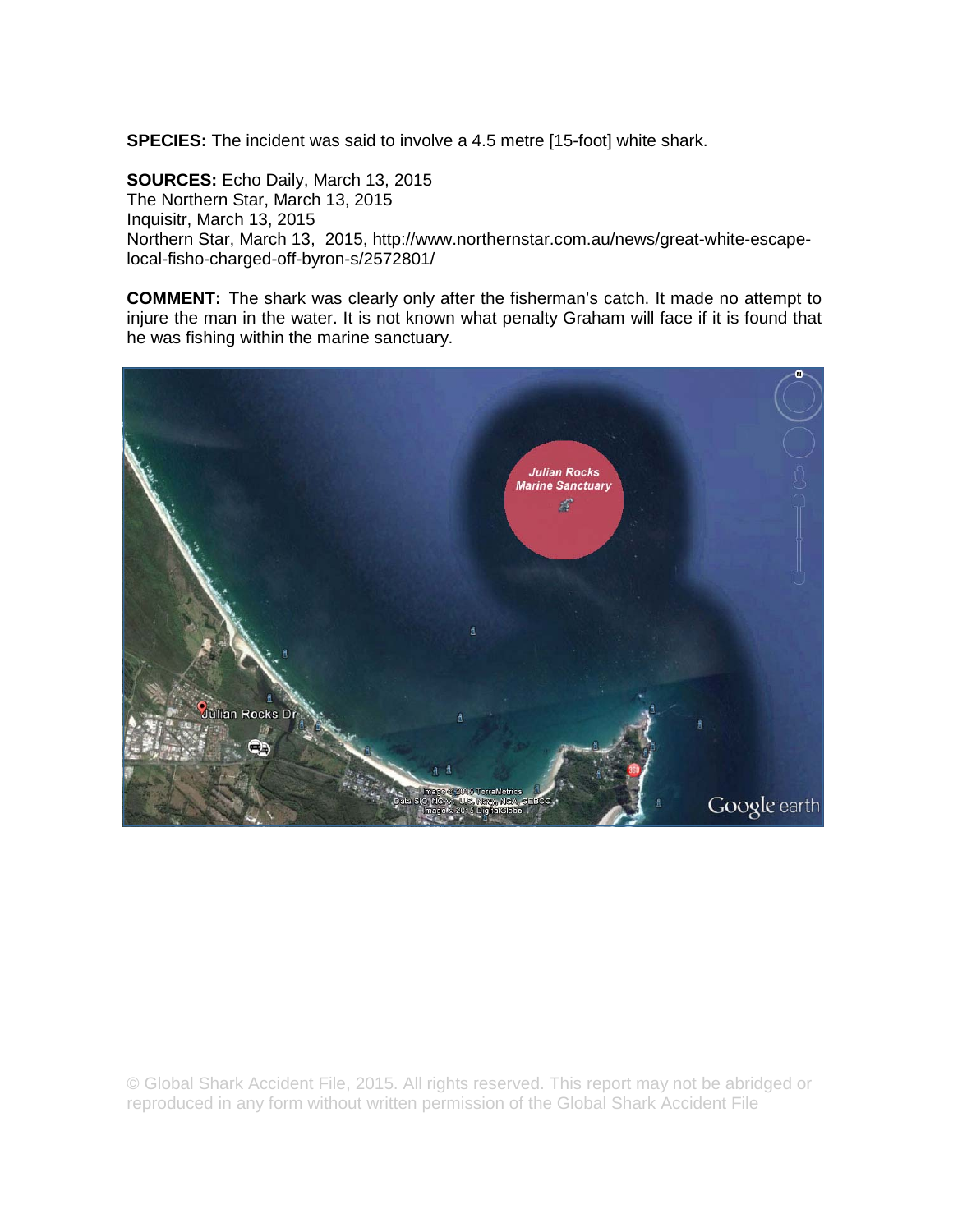**SPECIES:** The incident was said to involve a 4.5 metre [15-foot] white shark.

**SOURCES:** Echo Daily, March 13, 2015
The Northern Star, March 13, 2015
Inquisitr, March 13, 2015
Northern Star, March 13, 2015, http://www.northernstar.com.au/news/great-white-escape-local-fisho-charged-off-byron-s/2572801/

**COMMENT:** The shark was clearly only after the fisherman's catch. It made no attempt to injure the man in the water. It is not known what penalty Graham will face if it is found that he was fishing within the marine sanctuary.

Julian Rocks
Marine Sanctuary

Julian Rocks Dr

Image © 2015 TerraMetrics
Data SIO, NOAA, U.S. Navy, NGA, GEBCO
Image © 2015 DigitalGlobe

Google earth

© Global Shark Accident File, 2015. All rights reserved. This report may not be abridged or reproduced in any form without written permission of the Global Shark Accident File